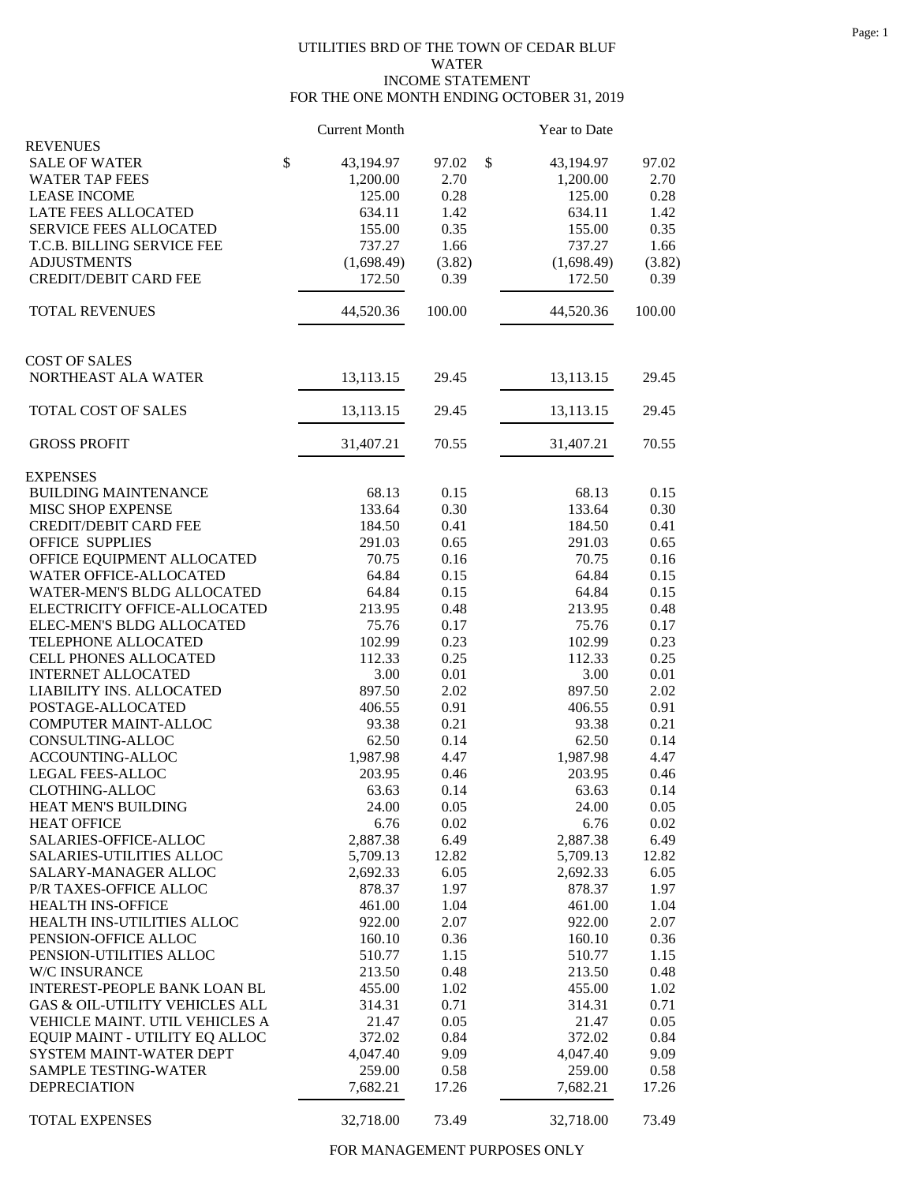UTILITIES BRD OF THE TOWN OF CEDAR BLUF
WATER
INCOME STATEMENT
FOR THE ONE MONTH ENDING OCTOBER 31, 2019

| | Current Month | | Year to Date | |
|---|---|---|---|---|
| **REVENUES** | | | | |
| SALE OF WATER | $ 43,194.97 | 97.02 | $ 43,194.97 | 97.02 |
| WATER TAP FEES | 1,200.00 | 2.70 | 1,200.00 | 2.70 |
| LEASE INCOME | 125.00 | 0.28 | 125.00 | 0.28 |
| LATE FEES ALLOCATED | 634.11 | 1.42 | 634.11 | 1.42 |
| SERVICE FEES ALLOCATED | 155.00 | 0.35 | 155.00 | 0.35 |
| T.C.B. BILLING SERVICE FEE | 737.27 | 1.66 | 737.27 | 1.66 |
| ADJUSTMENTS | (1,698.49) | (3.82) | (1,698.49) | (3.82) |
| CREDIT/DEBIT CARD FEE | 172.50 | 0.39 | 172.50 | 0.39 |
| TOTAL REVENUES | 44,520.36 | 100.00 | 44,520.36 | 100.00 |
| **COST OF SALES** | | | | |
| NORTHEAST ALA WATER | 13,113.15 | 29.45 | 13,113.15 | 29.45 |
| TOTAL COST OF SALES | 13,113.15 | 29.45 | 13,113.15 | 29.45 |
| GROSS PROFIT | 31,407.21 | 70.55 | 31,407.21 | 70.55 |
| **EXPENSES** | | | | |
| BUILDING MAINTENANCE | 68.13 | 0.15 | 68.13 | 0.15 |
| MISC SHOP EXPENSE | 133.64 | 0.30 | 133.64 | 0.30 |
| CREDIT/DEBIT CARD FEE | 184.50 | 0.41 | 184.50 | 0.41 |
| OFFICE SUPPLIES | 291.03 | 0.65 | 291.03 | 0.65 |
| OFFICE EQUIPMENT ALLOCATED | 70.75 | 0.16 | 70.75 | 0.16 |
| WATER OFFICE-ALLOCATED | 64.84 | 0.15 | 64.84 | 0.15 |
| WATER-MEN'S BLDG ALLOCATED | 64.84 | 0.15 | 64.84 | 0.15 |
| ELECTRICITY OFFICE-ALLOCATED | 213.95 | 0.48 | 213.95 | 0.48 |
| ELEC-MEN'S BLDG ALLOCATED | 75.76 | 0.17 | 75.76 | 0.17 |
| TELEPHONE ALLOCATED | 102.99 | 0.23 | 102.99 | 0.23 |
| CELL PHONES ALLOCATED | 112.33 | 0.25 | 112.33 | 0.25 |
| INTERNET ALLOCATED | 3.00 | 0.01 | 3.00 | 0.01 |
| LIABILITY INS. ALLOCATED | 897.50 | 2.02 | 897.50 | 2.02 |
| POSTAGE-ALLOCATED | 406.55 | 0.91 | 406.55 | 0.91 |
| COMPUTER MAINT-ALLOC | 93.38 | 0.21 | 93.38 | 0.21 |
| CONSULTING-ALLOC | 62.50 | 0.14 | 62.50 | 0.14 |
| ACCOUNTING-ALLOC | 1,987.98 | 4.47 | 1,987.98 | 4.47 |
| LEGAL FEES-ALLOC | 203.95 | 0.46 | 203.95 | 0.46 |
| CLOTHING-ALLOC | 63.63 | 0.14 | 63.63 | 0.14 |
| HEAT MEN'S BUILDING | 24.00 | 0.05 | 24.00 | 0.05 |
| HEAT OFFICE | 6.76 | 0.02 | 6.76 | 0.02 |
| SALARIES-OFFICE-ALLOC | 2,887.38 | 6.49 | 2,887.38 | 6.49 |
| SALARIES-UTILITIES ALLOC | 5,709.13 | 12.82 | 5,709.13 | 12.82 |
| SALARY-MANAGER ALLOC | 2,692.33 | 6.05 | 2,692.33 | 6.05 |
| P/R TAXES-OFFICE ALLOC | 878.37 | 1.97 | 878.37 | 1.97 |
| HEALTH INS-OFFICE | 461.00 | 1.04 | 461.00 | 1.04 |
| HEALTH INS-UTILITIES ALLOC | 922.00 | 2.07 | 922.00 | 2.07 |
| PENSION-OFFICE ALLOC | 160.10 | 0.36 | 160.10 | 0.36 |
| PENSION-UTILITIES ALLOC | 510.77 | 1.15 | 510.77 | 1.15 |
| W/C INSURANCE | 213.50 | 0.48 | 213.50 | 0.48 |
| INTEREST-PEOPLE BANK LOAN BL | 455.00 | 1.02 | 455.00 | 1.02 |
| GAS & OIL-UTILITY VEHICLES ALL | 314.31 | 0.71 | 314.31 | 0.71 |
| VEHICLE MAINT. UTIL VEHICLES A | 21.47 | 0.05 | 21.47 | 0.05 |
| EQUIP MAINT - UTILITY EQ ALLOC | 372.02 | 0.84 | 372.02 | 0.84 |
| SYSTEM MAINT-WATER DEPT | 4,047.40 | 9.09 | 4,047.40 | 9.09 |
| SAMPLE TESTING-WATER | 259.00 | 0.58 | 259.00 | 0.58 |
| DEPRECIATION | 7,682.21 | 17.26 | 7,682.21 | 17.26 |
| TOTAL EXPENSES | 32,718.00 | 73.49 | 32,718.00 | 73.49 |

FOR MANAGEMENT PURPOSES ONLY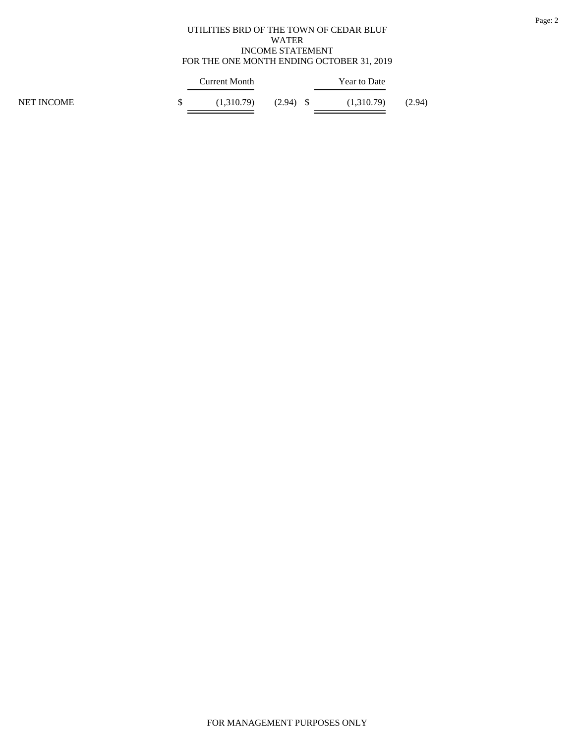UTILITIES BRD OF THE TOWN OF CEDAR BLUF
WATER
INCOME STATEMENT
FOR THE ONE MONTH ENDING OCTOBER 31, 2019

| | | Current Month | | | Year to Date | |
|---|---|---|---|---|---|---|
| NET INCOME | $ | (1,310.79) | (2.94) | $ | (1,310.79) | (2.94) |

FOR MANAGEMENT PURPOSES ONLY